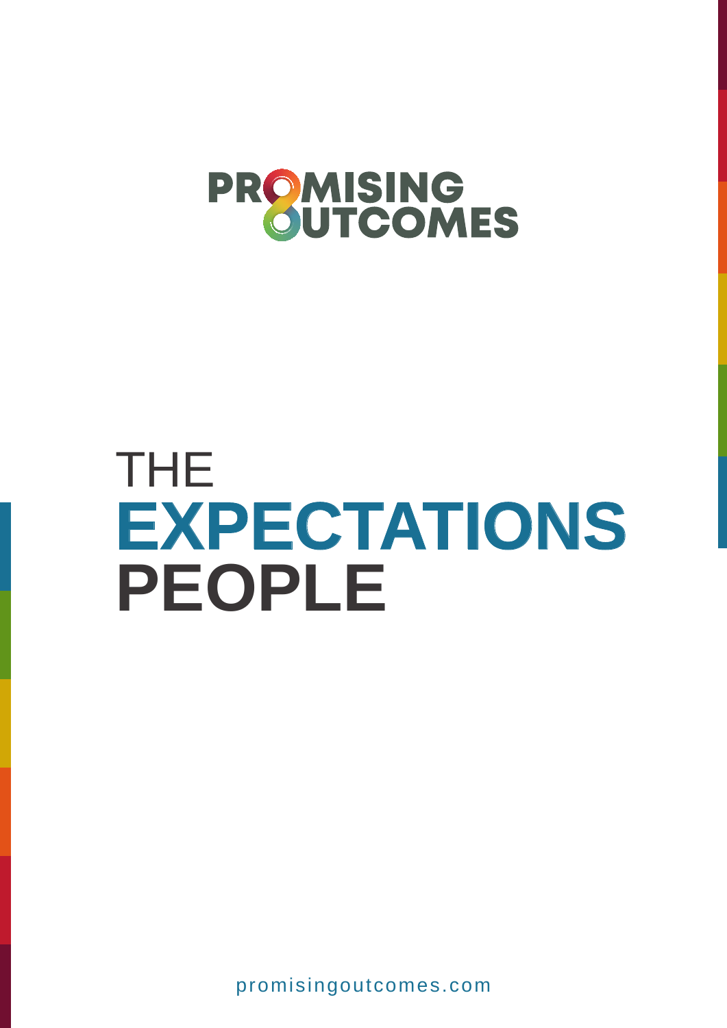PROMISING OUTCOMES

# THE EXPECTATIONS PEOPLE

promisingoutcomes.com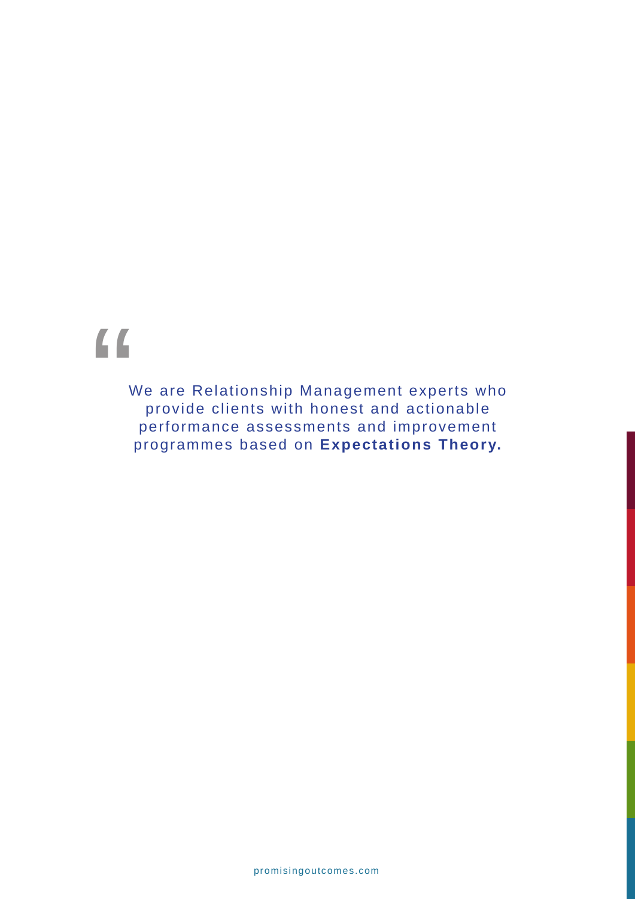> We are Relationship Management experts who provide clients with honest and actionable performance assessments and improvement programmes based on **Expectations Theory.**

promisingoutcomes.com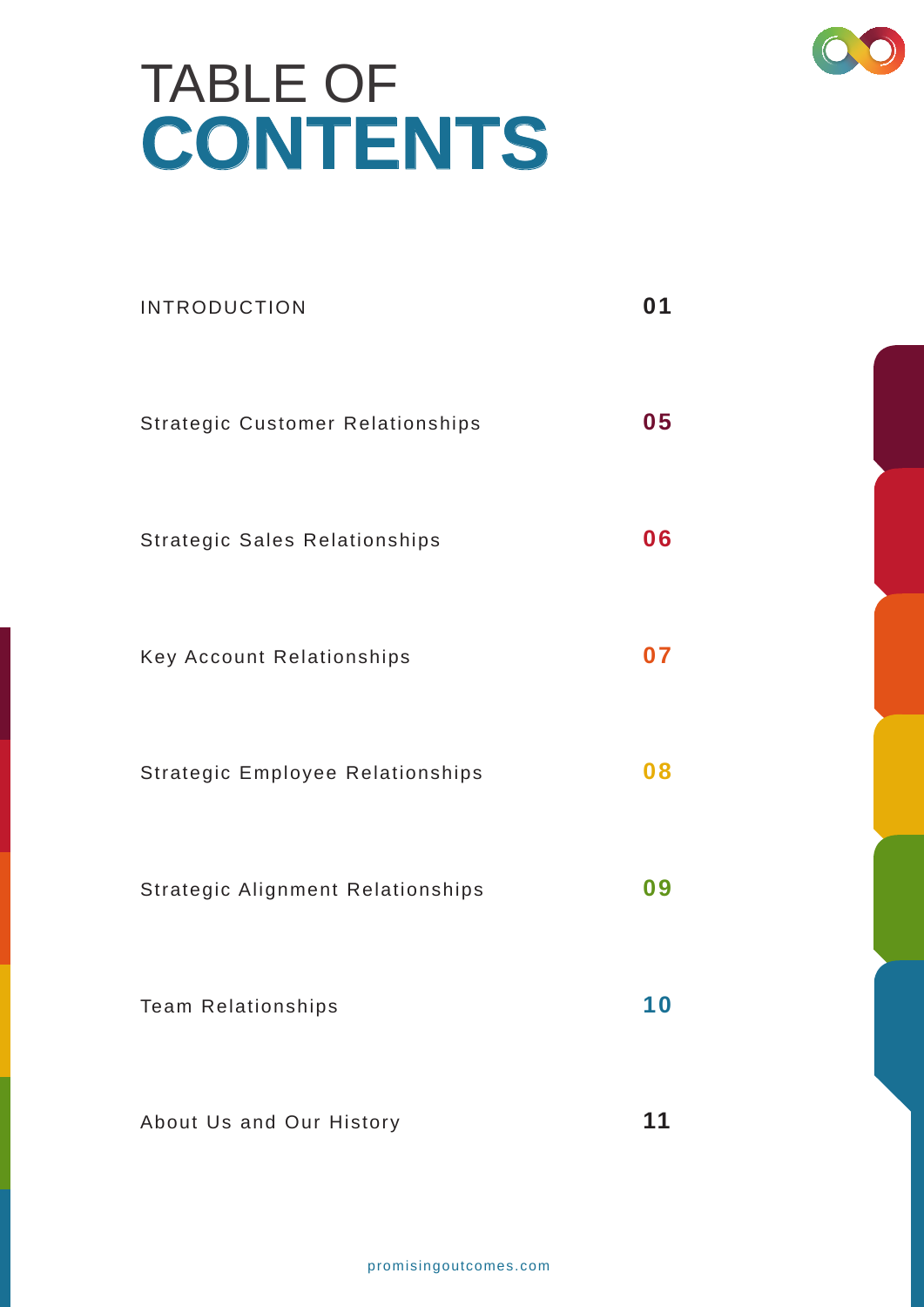# TABLE OF **CONTENTS**

| | |
|---|---|
| INTRODUCTION | **01** |
| Strategic Customer Relationships | **05** |
| Strategic Sales Relationships | **06** |
| Key Account Relationships | **07** |
| Strategic Employee Relationships | **08** |
| Strategic Alignment Relationships | **09** |
| Team Relationships | **10** |
| About Us and Our History | **11** |

promisingoutcomes.com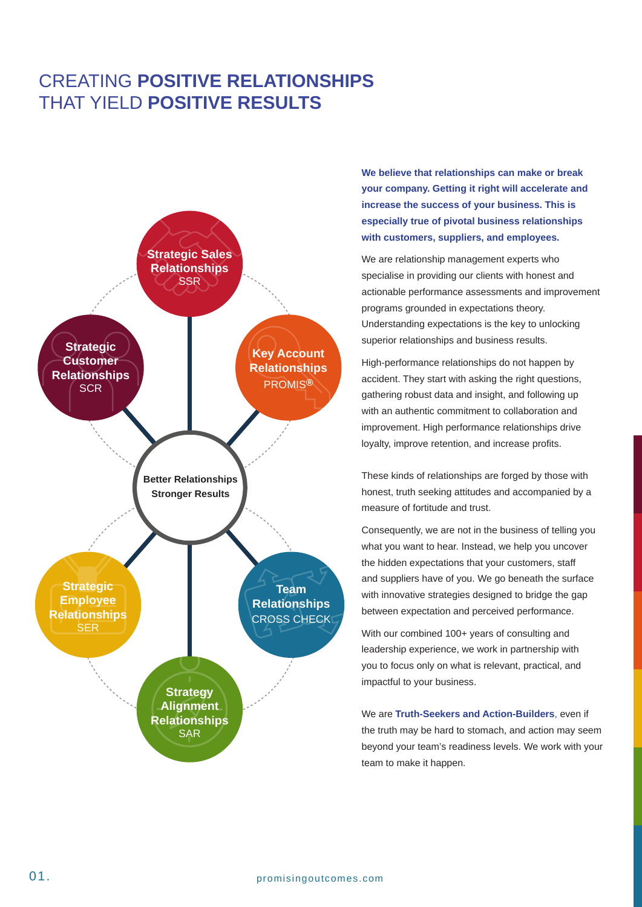# CREATING **POSITIVE RELATIONSHIPS** THAT YIELD **POSITIVE RESULTS**

**Strategic Sales Relationships**
SSR

**Key Account Relationships**
PROMIS®

**Strategic Customer Relationships**
SCR

**Better Relationships Stronger Results**

**Strategic Employee Relationships**
SER

**Team Relationships**
CROSS CHECK

**Strategy Alignment Relationships**
SAR

**We believe that relationships can make or break your company. Getting it right will accelerate and increase the success of your business. This is especially true of pivotal business relationships with customers, suppliers, and employees.**

We are relationship management experts who specialise in providing our clients with honest and actionable performance assessments and improvement programs grounded in expectations theory. Understanding expectations is the key to unlocking superior relationships and business results.

High-performance relationships do not happen by accident. They start with asking the right questions, gathering robust data and insight, and following up with an authentic commitment to collaboration and improvement. High performance relationships drive loyalty, improve retention, and increase profits.

These kinds of relationships are forged by those with honest, truth seeking attitudes and accompanied by a measure of fortitude and trust.

Consequently, we are not in the business of telling you what you want to hear. Instead, we help you uncover the hidden expectations that your customers, staff and suppliers have of you. We go beneath the surface with innovative strategies designed to bridge the gap between expectation and perceived performance.

With our combined 100+ years of consulting and leadership experience, we work in partnership with you to focus only on what is relevant, practical, and impactful to your business.

We are **Truth-Seekers and Action-Builders**, even if the truth may be hard to stomach, and action may seem beyond your team's readiness levels. We work with your team to make it happen.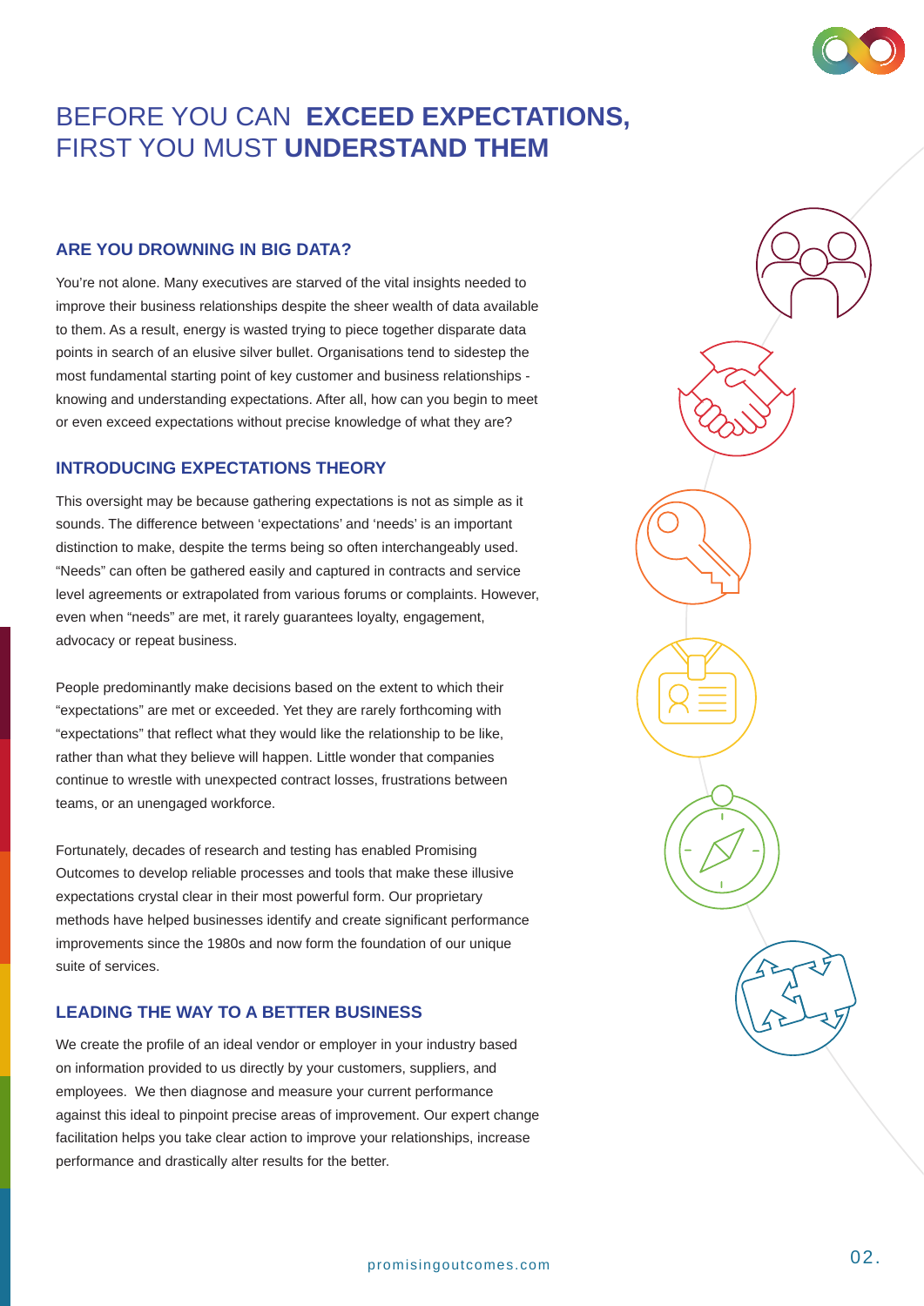# BEFORE YOU CAN **EXCEED EXPECTATIONS,** FIRST YOU MUST **UNDERSTAND THEM**

## ARE YOU DROWNING IN BIG DATA?

You're not alone. Many executives are starved of the vital insights needed to improve their business relationships despite the sheer wealth of data available to them. As a result, energy is wasted trying to piece together disparate data points in search of an elusive silver bullet. Organisations tend to sidestep the most fundamental starting point of key customer and business relationships - knowing and understanding expectations. After all, how can you begin to meet or even exceed expectations without precise knowledge of what they are?

## INTRODUCING EXPECTATIONS THEORY

This oversight may be because gathering expectations is not as simple as it sounds. The difference between 'expectations' and 'needs' is an important distinction to make, despite the terms being so often interchangeably used. "Needs" can often be gathered easily and captured in contracts and service level agreements or extrapolated from various forums or complaints. However, even when "needs" are met, it rarely guarantees loyalty, engagement, advocacy or repeat business.

People predominantly make decisions based on the extent to which their "expectations" are met or exceeded. Yet they are rarely forthcoming with "expectations" that reflect what they would like the relationship to be like, rather than what they believe will happen. Little wonder that companies continue to wrestle with unexpected contract losses, frustrations between teams, or an unengaged workforce.

Fortunately, decades of research and testing has enabled Promising Outcomes to develop reliable processes and tools that make these illusive expectations crystal clear in their most powerful form. Our proprietary methods have helped businesses identify and create significant performance improvements since the 1980s and now form the foundation of our unique suite of services.

## LEADING THE WAY TO A BETTER BUSINESS

We create the profile of an ideal vendor or employer in your industry based on information provided to us directly by your customers, suppliers, and employees. We then diagnose and measure your current performance against this ideal to pinpoint precise areas of improvement. Our expert change facilitation helps you take clear action to improve your relationships, increase performance and drastically alter results for the better.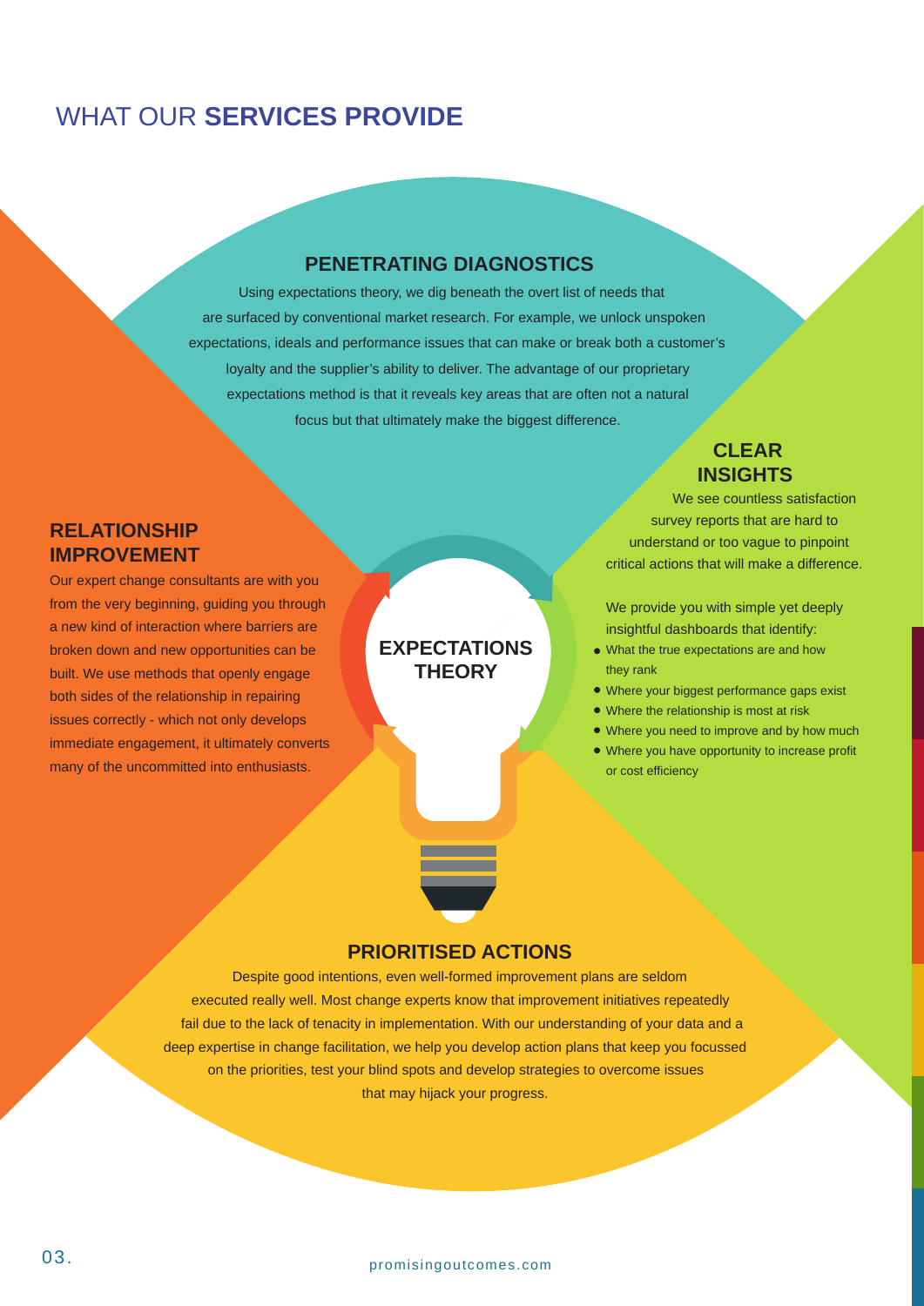# WHAT OUR **SERVICES PROVIDE**

## PENETRATING DIAGNOSTICS

Using expectations theory, we dig beneath the overt list of needs that are surfaced by conventional market research. For example, we unlock unspoken expectations, ideals and performance issues that can make or break both a customer's loyalty and the supplier's ability to deliver. The advantage of our proprietary expectations method is that it reveals key areas that are often not a natural focus but that ultimately make the biggest difference.

## RELATIONSHIP IMPROVEMENT

Our expert change consultants are with you from the very beginning, guiding you through a new kind of interaction where barriers are broken down and new opportunities can be built. We use methods that openly engage both sides of the relationship in repairing issues correctly - which not only develops immediate engagement, it ultimately converts many of the uncommitted into enthusiasts.

## EXPECTATIONS THEORY

## CLEAR INSIGHTS

We see countless satisfaction survey reports that are hard to understand or too vague to pinpoint critical actions that will make a difference.

We provide you with simple yet deeply insightful dashboards that identify:

- What the true expectations are and how they rank
- Where your biggest performance gaps exist
- Where the relationship is most at risk
- Where you need to improve and by how much
- Where you have opportunity to increase profit or cost efficiency

## PRIORITISED ACTIONS

Despite good intentions, even well-formed improvement plans are seldom executed really well. Most change experts know that improvement initiatives repeatedly fail due to the lack of tenacity in implementation. With our understanding of your data and a deep expertise in change facilitation, we help you develop action plans that keep you focussed on the priorities, test your blind spots and develop strategies to overcome issues that may hijack your progress.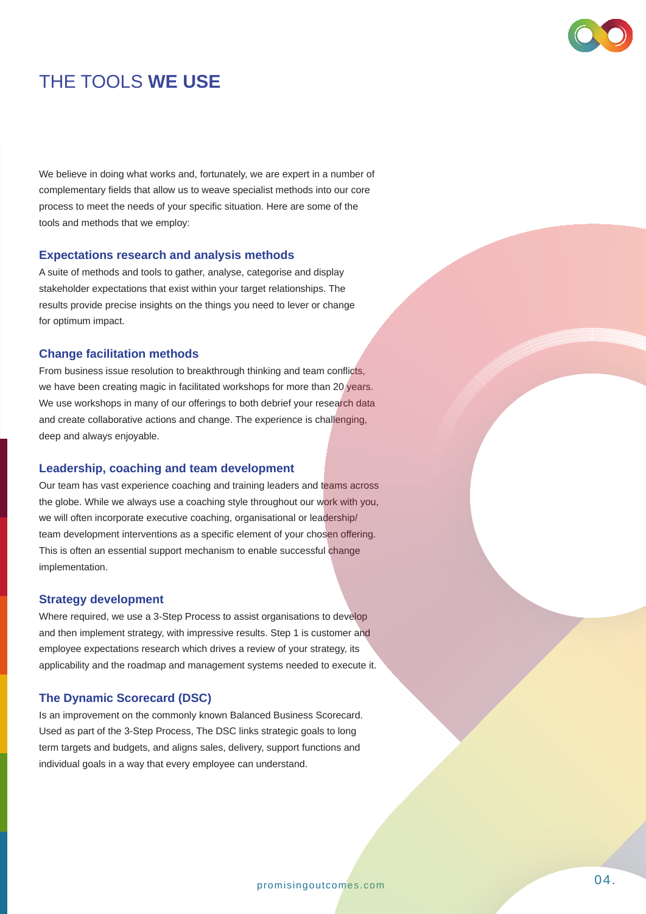# THE TOOLS **WE USE**

We believe in doing what works and, fortunately, we are expert in a number of complementary fields that allow us to weave specialist methods into our core process to meet the needs of your specific situation. Here are some of the tools and methods that we employ:

## Expectations research and analysis methods

A suite of methods and tools to gather, analyse, categorise and display stakeholder expectations that exist within your target relationships. The results provide precise insights on the things you need to lever or change for optimum impact.

## Change facilitation methods

From business issue resolution to breakthrough thinking and team conflicts, we have been creating magic in facilitated workshops for more than 20 years. We use workshops in many of our offerings to both debrief your research data and create collaborative actions and change. The experience is challenging, deep and always enjoyable.

## Leadership, coaching and team development

Our team has vast experience coaching and training leaders and teams across the globe. While we always use a coaching style throughout our work with you, we will often incorporate executive coaching, organisational or leadership/team development interventions as a specific element of your chosen offering. This is often an essential support mechanism to enable successful change implementation.

## Strategy development

Where required, we use a 3-Step Process to assist organisations to develop and then implement strategy, with impressive results. Step 1 is customer and employee expectations research which drives a review of your strategy, its applicability and the roadmap and management systems needed to execute it.

## The Dynamic Scorecard (DSC)

Is an improvement on the commonly known Balanced Business Scorecard. Used as part of the 3-Step Process, The DSC links strategic goals to long term targets and budgets, and aligns sales, delivery, support functions and individual goals in a way that every employee can understand.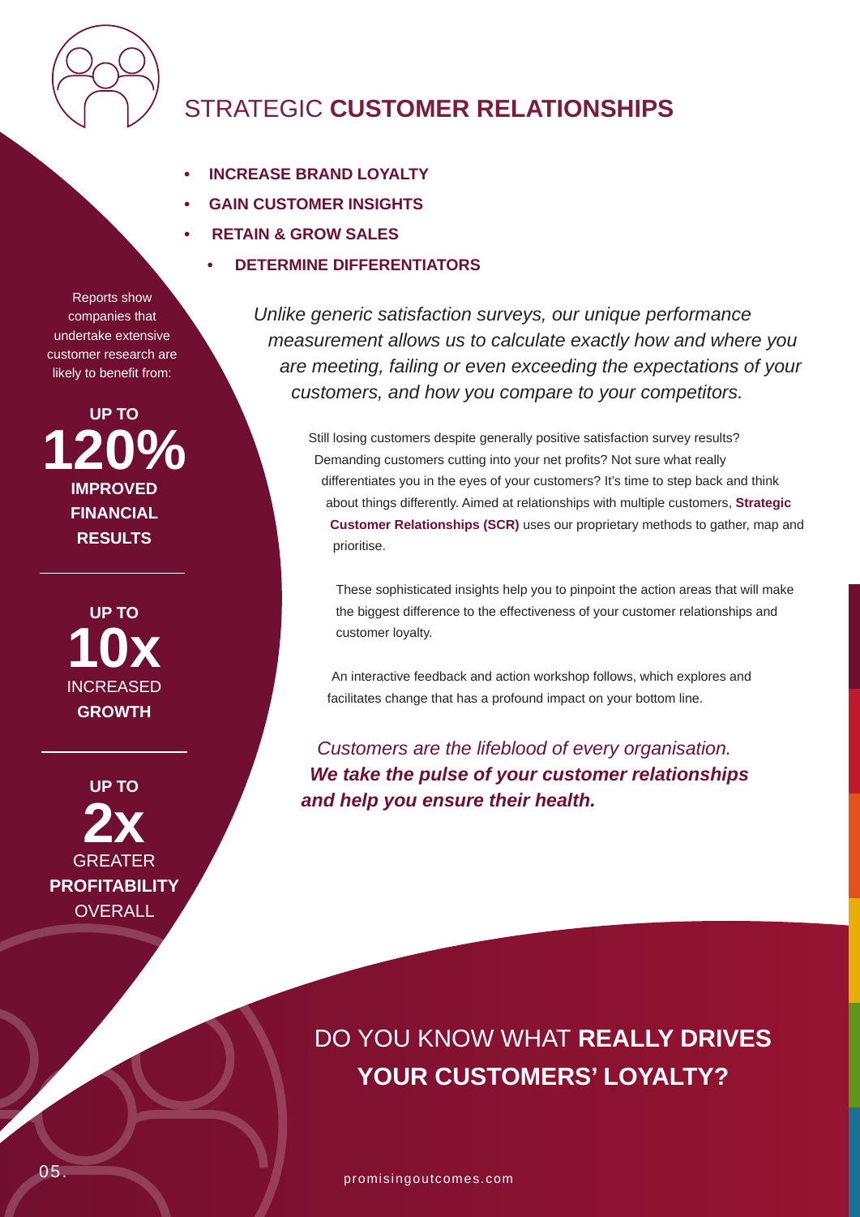# STRATEGIC **CUSTOMER RELATIONSHIPS**

- **INCREASE BRAND LOYALTY**
- **GAIN CUSTOMER INSIGHTS**
- **RETAIN & GROW SALES**
- **DETERMINE DIFFERENTIATORS**

Reports show companies that undertake extensive customer research are likely to benefit from:

**UP TO**
**120%**
**IMPROVED FINANCIAL RESULTS**

---

**UP TO**
**10x**
INCREASED **GROWTH**

---

**UP TO**
**2x**
GREATER **PROFITABILITY** OVERALL

*Unlike generic satisfaction surveys, our unique performance measurement allows us to calculate exactly how and where you are meeting, failing or even exceeding the expectations of your customers, and how you compare to your competitors.*

Still losing customers despite generally positive satisfaction survey results? Demanding customers cutting into your net profits? Not sure what really differentiates you in the eyes of your customers? It's time to step back and think about things differently. Aimed at relationships with multiple customers, **Strategic Customer Relationships (SCR)** uses our proprietary methods to gather, map and prioritise.

These sophisticated insights help you to pinpoint the action areas that will make the biggest difference to the effectiveness of your customer relationships and customer loyalty.

An interactive feedback and action workshop follows, which explores and facilitates change that has a profound impact on your bottom line.

*Customers are the lifeblood of every organisation.* ***We take the pulse of your customer relationships and help you ensure their health.***

## DO YOU KNOW WHAT **REALLY DRIVES YOUR CUSTOMERS' LOYALTY?**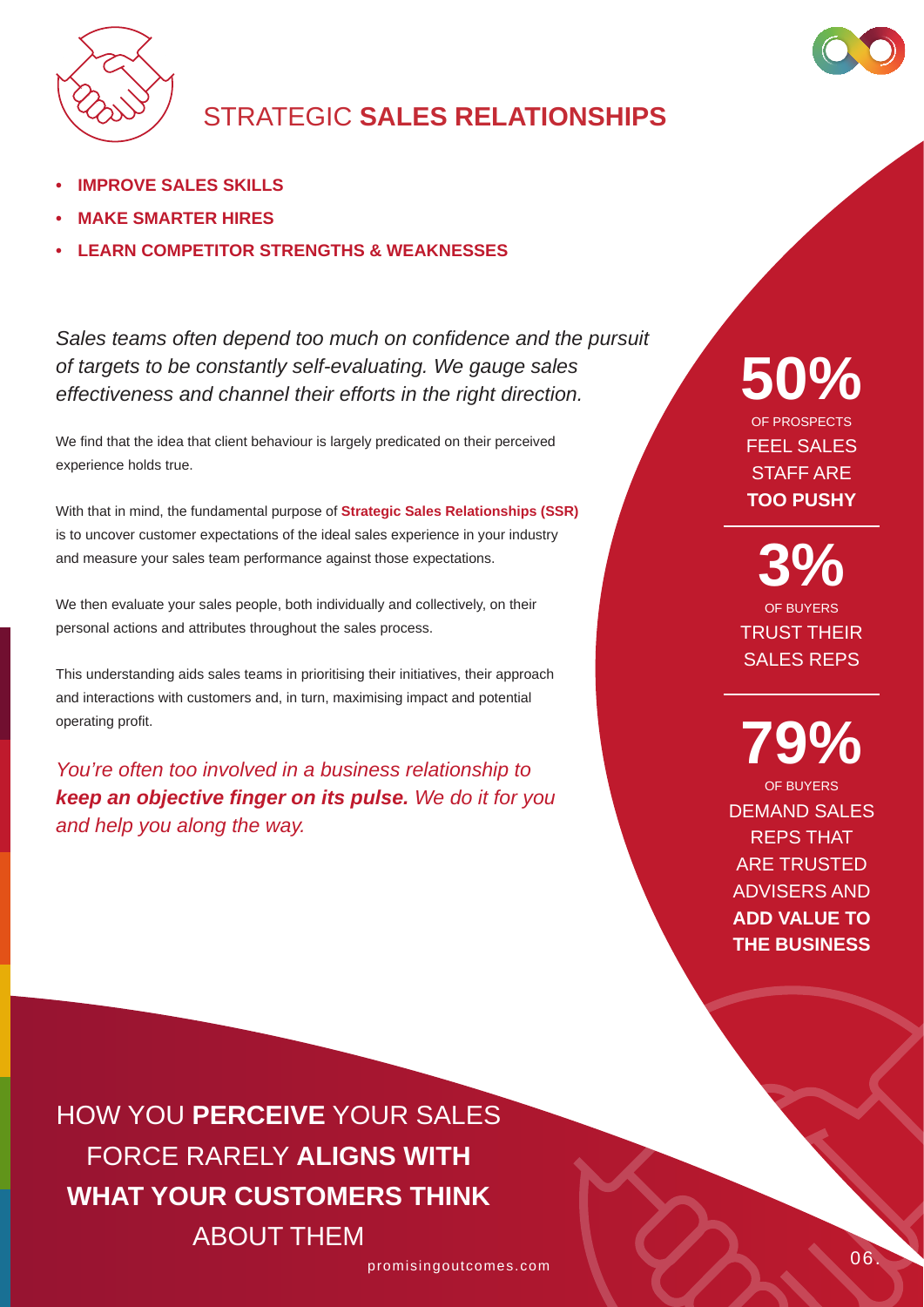# STRATEGIC **SALES RELATIONSHIPS**

- **IMPROVE SALES SKILLS**
- **MAKE SMARTER HIRES**
- **LEARN COMPETITOR STRENGTHS & WEAKNESSES**

*Sales teams often depend too much on confidence and the pursuit of targets to be constantly self-evaluating. We gauge sales effectiveness and channel their efforts in the right direction.*

We find that the idea that client behaviour is largely predicated on their perceived experience holds true.

With that in mind, the fundamental purpose of **Strategic Sales Relationships (SSR)** is to uncover customer expectations of the ideal sales experience in your industry and measure your sales team performance against those expectations.

We then evaluate your sales people, both individually and collectively, on their personal actions and attributes throughout the sales process.

This understanding aids sales teams in prioritising their initiatives, their approach and interactions with customers and, in turn, maximising impact and potential operating profit.

*You're often too involved in a business relationship to **keep an objective finger on its pulse.** We do it for you and help you along the way.*

**50%**
OF PROSPECTS FEEL SALES STAFF ARE **TOO PUSHY**

**3%**
OF BUYERS TRUST THEIR SALES REPS

**79%**
OF BUYERS DEMAND SALES REPS THAT ARE TRUSTED ADVISERS AND **ADD VALUE TO THE BUSINESS**

HOW YOU **PERCEIVE** YOUR SALES FORCE RARELY **ALIGNS WITH WHAT YOUR CUSTOMERS THINK** ABOUT THEM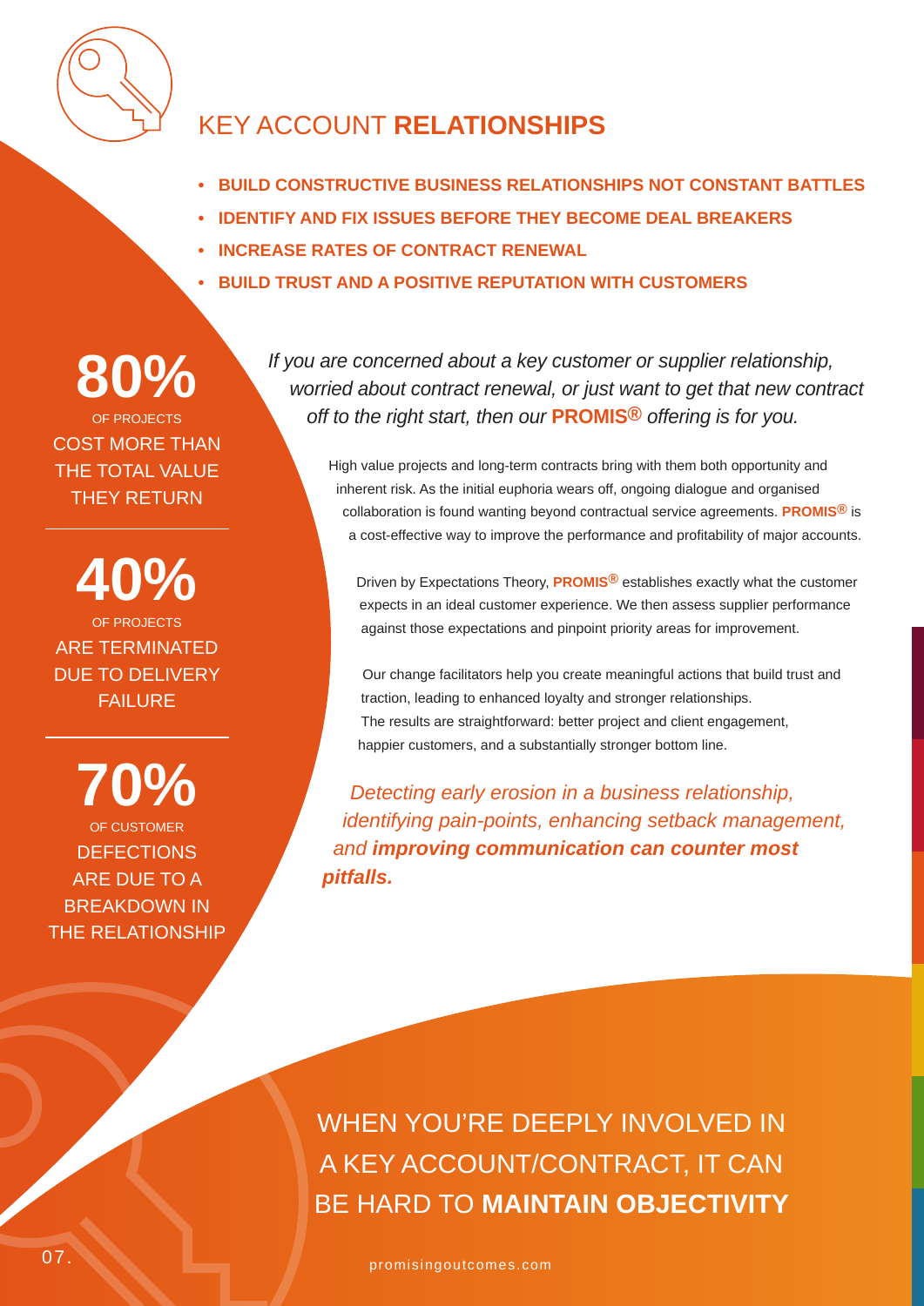# KEY ACCOUNT **RELATIONSHIPS**

- **BUILD CONSTRUCTIVE BUSINESS RELATIONSHIPS NOT CONSTANT BATTLES**
- **IDENTIFY AND FIX ISSUES BEFORE THEY BECOME DEAL BREAKERS**
- **INCREASE RATES OF CONTRACT RENEWAL**
- **BUILD TRUST AND A POSITIVE REPUTATION WITH CUSTOMERS**

*If you are concerned about a key customer or supplier relationship, worried about contract renewal, or just want to get that new contract off to the right start, then our* ***PROMIS®*** *offering is for you.*

High value projects and long-term contracts bring with them both opportunity and inherent risk. As the initial euphoria wears off, ongoing dialogue and organised collaboration is found wanting beyond contractual service agreements. **PROMIS®** is a cost-effective way to improve the performance and profitability of major accounts.

Driven by Expectations Theory, **PROMIS®** establishes exactly what the customer expects in an ideal customer experience. We then assess supplier performance against those expectations and pinpoint priority areas for improvement.

Our change facilitators help you create meaningful actions that build trust and traction, leading to enhanced loyalty and stronger relationships. The results are straightforward: better project and client engagement, happier customers, and a substantially stronger bottom line.

*Detecting early erosion in a business relationship, identifying pain-points, enhancing setback management, and* ***improving communication can counter most pitfalls.***

**80%**
OF PROJECTS
COST MORE THAN THE TOTAL VALUE THEY RETURN

**40%**
OF PROJECTS
ARE TERMINATED DUE TO DELIVERY FAILURE

**70%**
OF CUSTOMER
DEFECTIONS ARE DUE TO A BREAKDOWN IN THE RELATIONSHIP

WHEN YOU'RE DEEPLY INVOLVED IN A KEY ACCOUNT/CONTRACT, IT CAN BE HARD TO **MAINTAIN OBJECTIVITY**

promisingoutcomes.com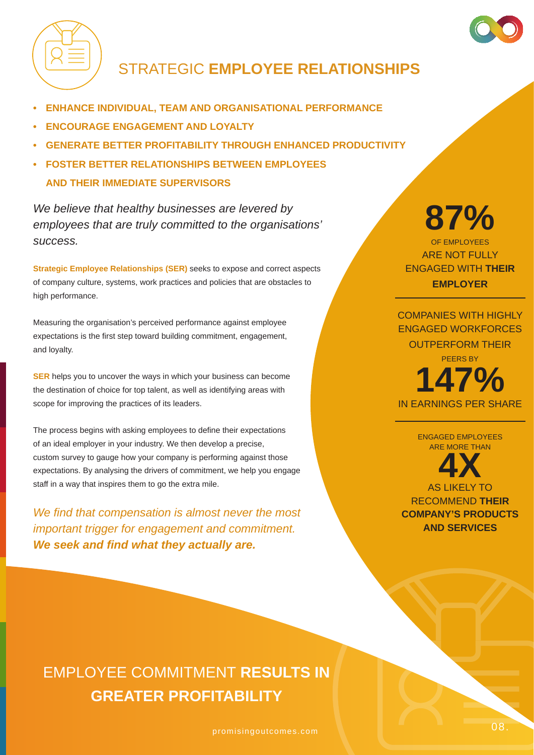# STRATEGIC **EMPLOYEE RELATIONSHIPS**

- **ENHANCE INDIVIDUAL, TEAM AND ORGANISATIONAL PERFORMANCE**
- **ENCOURAGE ENGAGEMENT AND LOYALTY**
- **GENERATE BETTER PROFITABILITY THROUGH ENHANCED PRODUCTIVITY**
- **FOSTER BETTER RELATIONSHIPS BETWEEN EMPLOYEES AND THEIR IMMEDIATE SUPERVISORS**

*We believe that healthy businesses are levered by employees that are truly committed to the organisations' success.*

**Strategic Employee Relationships (SER)** seeks to expose and correct aspects of company culture, systems, work practices and policies that are obstacles to high performance.

Measuring the organisation's perceived performance against employee expectations is the first step toward building commitment, engagement, and loyalty.

**SER** helps you to uncover the ways in which your business can become the destination of choice for top talent, as well as identifying areas with scope for improving the practices of its leaders.

The process begins with asking employees to define their expectations of an ideal employer in your industry. We then develop a precise, custom survey to gauge how your company is performing against those expectations. By analysing the drivers of commitment, we help you engage staff in a way that inspires them to go the extra mile.

*We find that compensation is almost never the most important trigger for engagement and commitment.* ***We seek and find what they actually are.***

**87%** OF EMPLOYEES ARE NOT FULLY ENGAGED WITH **THEIR EMPLOYER**

---

COMPANIES WITH HIGHLY ENGAGED WORKFORCES OUTPERFORM THEIR PEERS BY **147%** IN EARNINGS PER SHARE

---

ENGAGED EMPLOYEES ARE MORE THAN **4X** AS LIKELY TO RECOMMEND **THEIR COMPANY'S PRODUCTS AND SERVICES**

## EMPLOYEE COMMITMENT **RESULTS IN GREATER PROFITABILITY**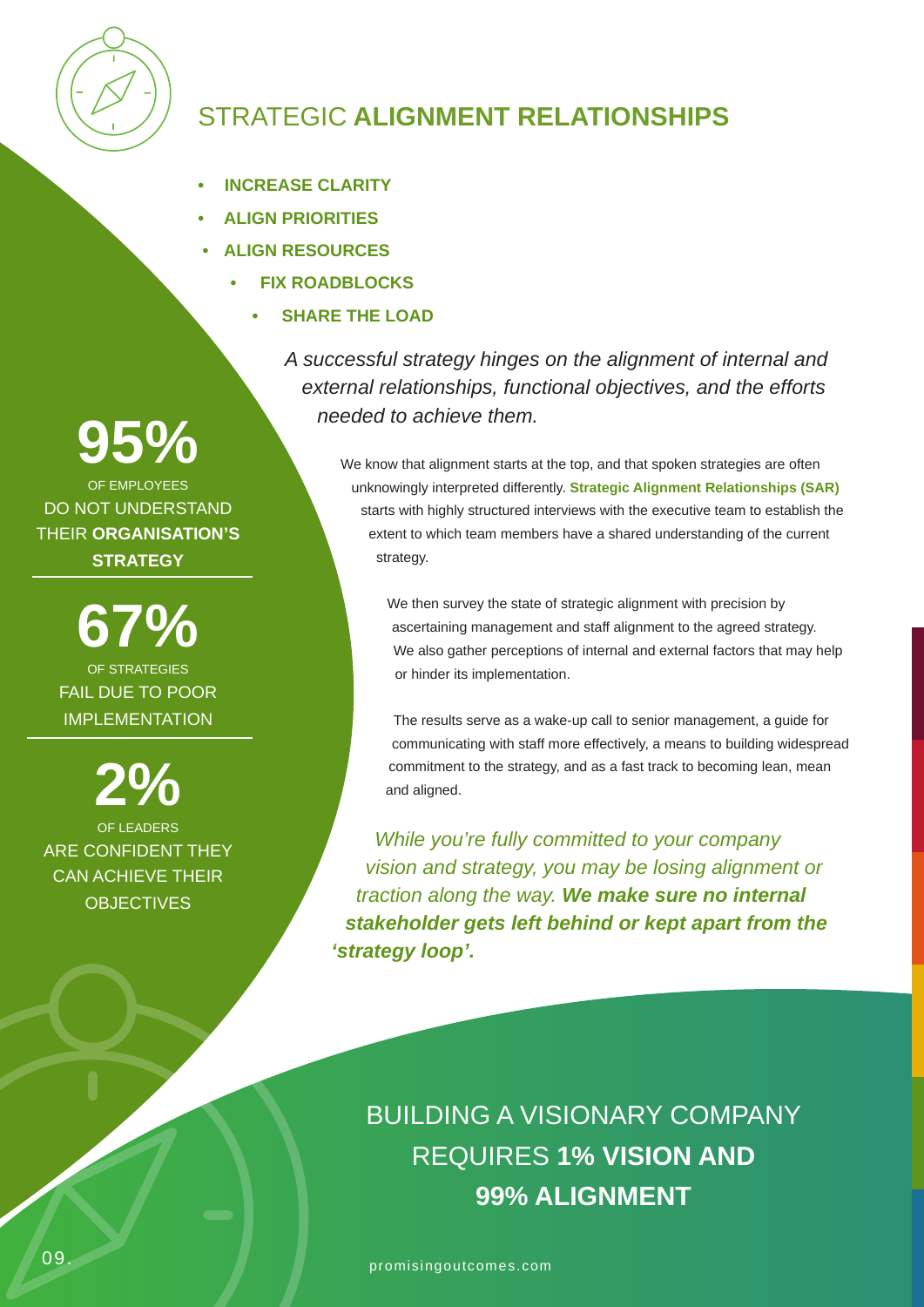# STRATEGIC **ALIGNMENT RELATIONSHIPS**

- **INCREASE CLARITY**
- **ALIGN PRIORITIES**
- **ALIGN RESOURCES**
- **FIX ROADBLOCKS**
- **SHARE THE LOAD**

*A successful strategy hinges on the alignment of internal and external relationships, functional objectives, and the efforts needed to achieve them.*

We know that alignment starts at the top, and that spoken strategies are often unknowingly interpreted differently. **Strategic Alignment Relationships (SAR)** starts with highly structured interviews with the executive team to establish the extent to which team members have a shared understanding of the current strategy.

We then survey the state of strategic alignment with precision by ascertaining management and staff alignment to the agreed strategy. We also gather perceptions of internal and external factors that may help or hinder its implementation.

The results serve as a wake-up call to senior management, a guide for communicating with staff more effectively, a means to building widespread commitment to the strategy, and as a fast track to becoming lean, mean and aligned.

*While you're fully committed to your company vision and strategy, you may be losing alignment or traction along the way.* ***We make sure no internal stakeholder gets left behind or kept apart from the 'strategy loop'.***

**95%**
OF EMPLOYEES
DO NOT UNDERSTAND THEIR **ORGANISATION'S STRATEGY**

**67%**
OF STRATEGIES
FAIL DUE TO POOR IMPLEMENTATION

**2%**
OF LEADERS
ARE CONFIDENT THEY CAN ACHIEVE THEIR OBJECTIVES

BUILDING A VISIONARY COMPANY REQUIRES **1% VISION AND 99% ALIGNMENT**

promisingoutcomes.com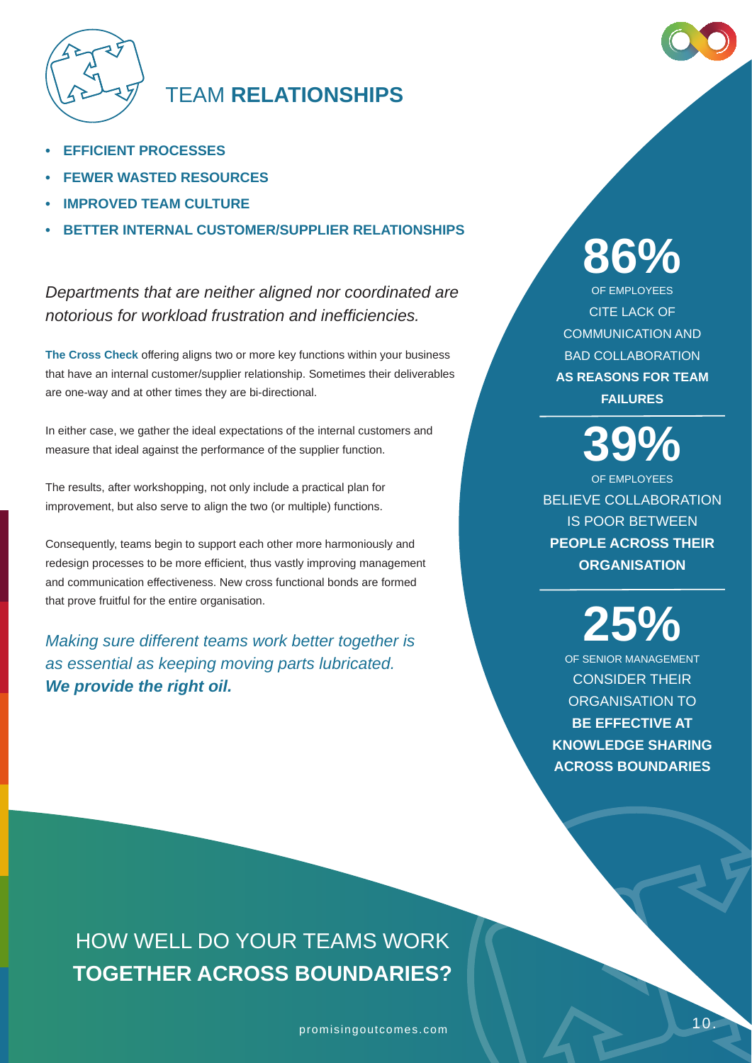# TEAM **RELATIONSHIPS**

- **EFFICIENT PROCESSES**
- **FEWER WASTED RESOURCES**
- **IMPROVED TEAM CULTURE**
- **BETTER INTERNAL CUSTOMER/SUPPLIER RELATIONSHIPS**

*Departments that are neither aligned nor coordinated are notorious for workload frustration and inefficiencies.*

**The Cross Check** offering aligns two or more key functions within your business that have an internal customer/supplier relationship. Sometimes their deliverables are one-way and at other times they are bi-directional.

In either case, we gather the ideal expectations of the internal customers and measure that ideal against the performance of the supplier function.

The results, after workshopping, not only include a practical plan for improvement, but also serve to align the two (or multiple) functions.

Consequently, teams begin to support each other more harmoniously and redesign processes to be more efficient, thus vastly improving management and communication effectiveness. New cross functional bonds are formed that prove fruitful for the entire organisation.

*Making sure different teams work better together is as essential as keeping moving parts lubricated.* ***We provide the right oil.***

**86%**
OF EMPLOYEES CITE LACK OF COMMUNICATION AND BAD COLLABORATION **AS REASONS FOR TEAM FAILURES**

**39%**
OF EMPLOYEES BELIEVE COLLABORATION IS POOR BETWEEN **PEOPLE ACROSS THEIR ORGANISATION**

**25%**
OF SENIOR MANAGEMENT CONSIDER THEIR ORGANISATION TO **BE EFFECTIVE AT KNOWLEDGE SHARING ACROSS BOUNDARIES**

## HOW WELL DO YOUR TEAMS WORK **TOGETHER ACROSS BOUNDARIES?**

promisingoutcomes.com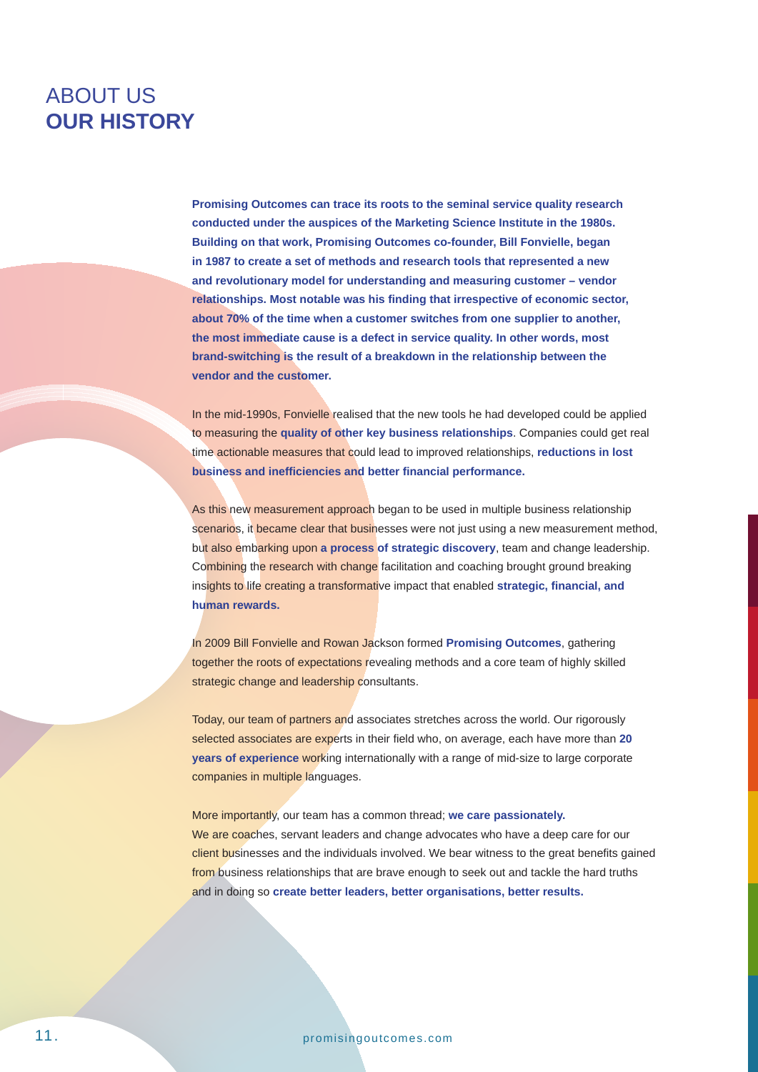# ABOUT US
# **OUR HISTORY**

**Promising Outcomes can trace its roots to the seminal service quality research conducted under the auspices of the Marketing Science Institute in the 1980s. Building on that work, Promising Outcomes co-founder, Bill Fonvielle, began in 1987 to create a set of methods and research tools that represented a new and revolutionary model for understanding and measuring customer – vendor relationships. Most notable was his finding that irrespective of economic sector, about 70% of the time when a customer switches from one supplier to another, the most immediate cause is a defect in service quality. In other words, most brand-switching is the result of a breakdown in the relationship between the vendor and the customer.**

In the mid-1990s, Fonvielle realised that the new tools he had developed could be applied to measuring the **quality of other key business relationships**. Companies could get real time actionable measures that could lead to improved relationships, **reductions in lost business and inefficiencies and better financial performance.**

As this new measurement approach began to be used in multiple business relationship scenarios, it became clear that businesses were not just using a new measurement method, but also embarking upon **a process of strategic discovery**, team and change leadership. Combining the research with change facilitation and coaching brought ground breaking insights to life creating a transformative impact that enabled **strategic, financial, and human rewards.**

In 2009 Bill Fonvielle and Rowan Jackson formed **Promising Outcomes**, gathering together the roots of expectations revealing methods and a core team of highly skilled strategic change and leadership consultants.

Today, our team of partners and associates stretches across the world. Our rigorously selected associates are experts in their field who, on average, each have more than **20 years of experience** working internationally with a range of mid-size to large corporate companies in multiple languages.

More importantly, our team has a common thread; **we care passionately.**
We are coaches, servant leaders and change advocates who have a deep care for our client businesses and the individuals involved. We bear witness to the great benefits gained from business relationships that are brave enough to seek out and tackle the hard truths and in doing so **create better leaders, better organisations, better results.**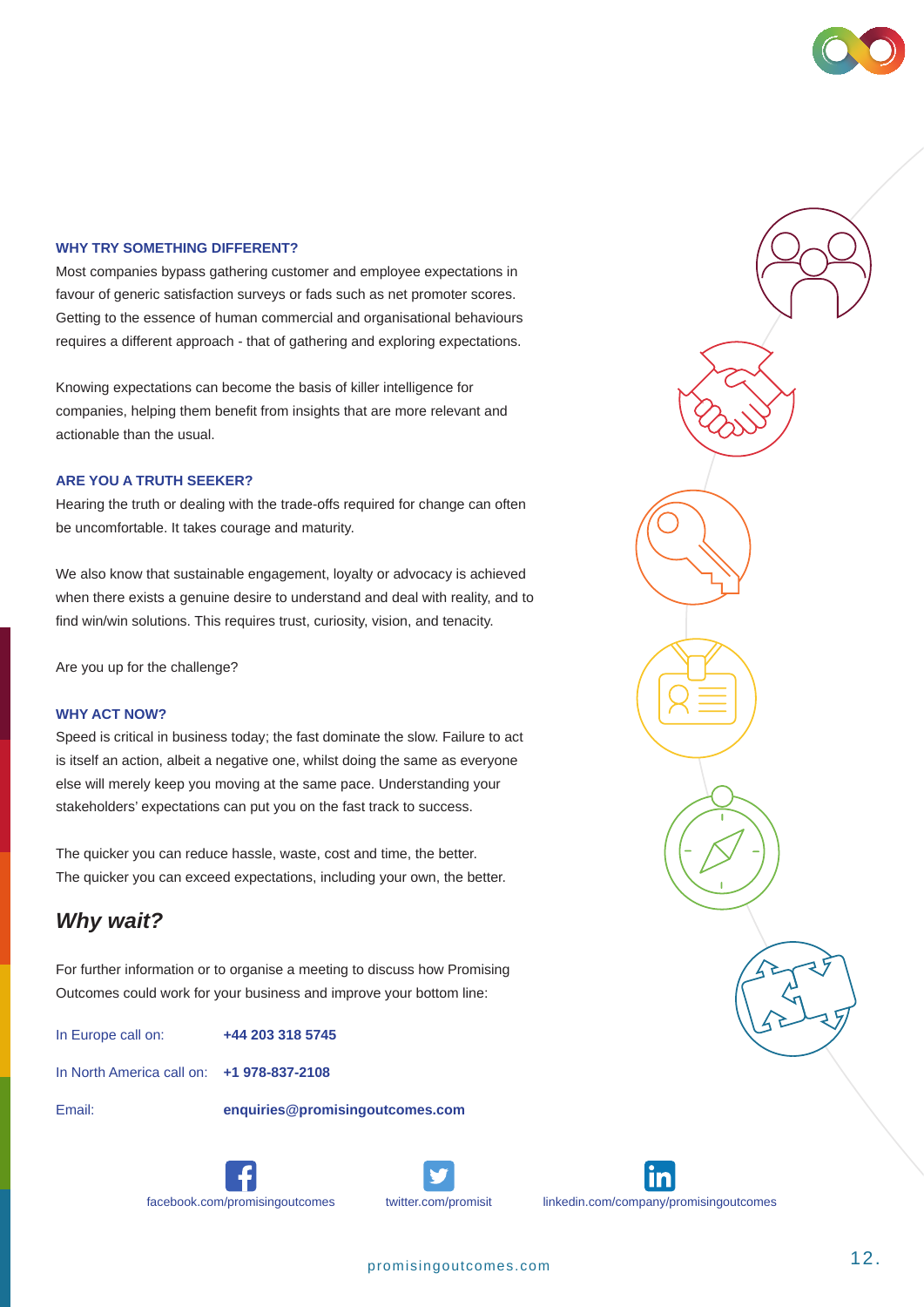### WHY TRY SOMETHING DIFFERENT?

Most companies bypass gathering customer and employee expectations in favour of generic satisfaction surveys or fads such as net promoter scores. Getting to the essence of human commercial and organisational behaviours requires a different approach - that of gathering and exploring expectations.

Knowing expectations can become the basis of killer intelligence for companies, helping them benefit from insights that are more relevant and actionable than the usual.

### ARE YOU A TRUTH SEEKER?

Hearing the truth or dealing with the trade-offs required for change can often be uncomfortable. It takes courage and maturity.

We also know that sustainable engagement, loyalty or advocacy is achieved when there exists a genuine desire to understand and deal with reality, and to find win/win solutions. This requires trust, curiosity, vision, and tenacity.

Are you up for the challenge?

### WHY ACT NOW?

Speed is critical in business today; the fast dominate the slow. Failure to act is itself an action, albeit a negative one, whilst doing the same as everyone else will merely keep you moving at the same pace. Understanding your stakeholders' expectations can put you on the fast track to success.

The quicker you can reduce hassle, waste, cost and time, the better.
The quicker you can exceed expectations, including your own, the better.

## *Why wait?*

For further information or to organise a meeting to discuss how Promising Outcomes could work for your business and improve your bottom line:

| | |
|---|---|
| In Europe call on: | **+44 203 318 5745** |
| In North America call on: | **+1 978-837-2108** |
| Email: | **enquiries@promisingoutcomes.com** |

facebook.com/promisingoutcomes    twitter.com/promisit    linkedin.com/company/promisingoutcomes

promisingoutcomes.com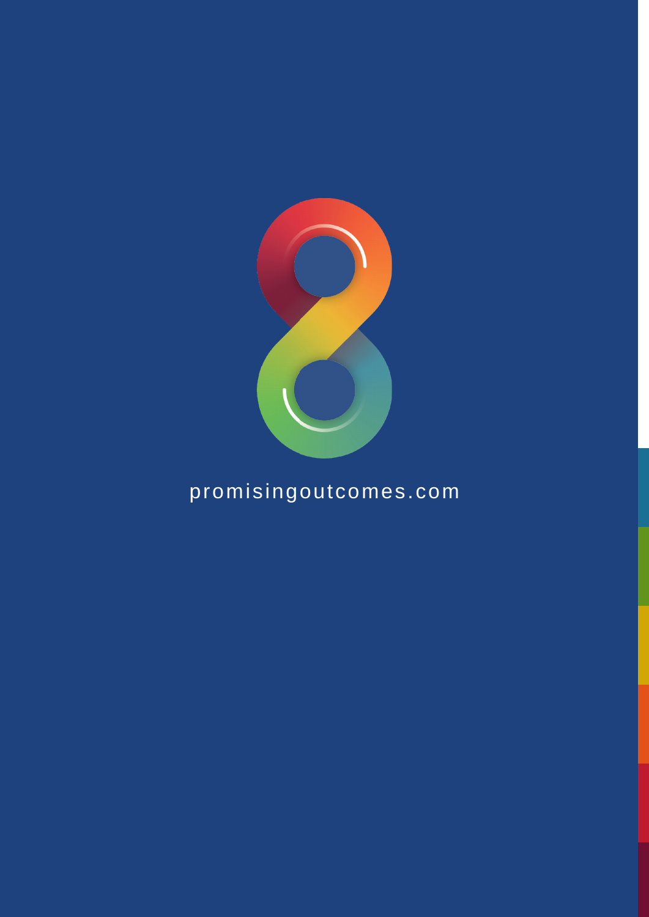promisingoutcomes.com